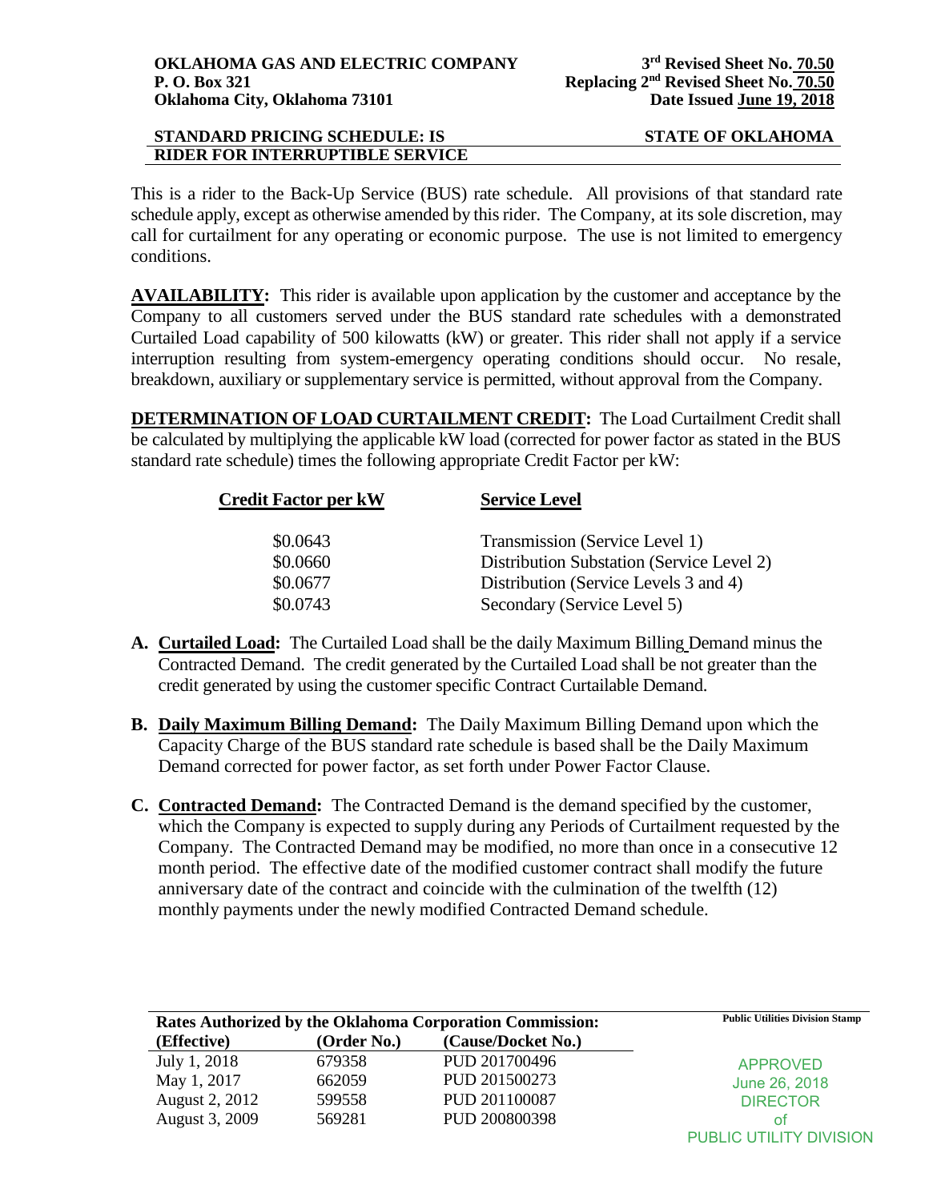**OKLAHOMA GAS AND ELECTRIC COMPANY**
**P. O. Box 321**
**Oklahoma City, Oklahoma 73101**

**3rd Revised Sheet No. 70.50**
**Replacing 2nd Revised Sheet No. 70.50**
**Date Issued June 19, 2018**

**STANDARD PRICING SCHEDULE: IS** **STATE OF OKLAHOMA**
**RIDER FOR INTERRUPTIBLE SERVICE**

This is a rider to the Back-Up Service (BUS) rate schedule. All provisions of that standard rate schedule apply, except as otherwise amended by this rider. The Company, at its sole discretion, may call for curtailment for any operating or economic purpose. The use is not limited to emergency conditions.

**AVAILABILITY:** This rider is available upon application by the customer and acceptance by the Company to all customers served under the BUS standard rate schedules with a demonstrated Curtailed Load capability of 500 kilowatts (kW) or greater. This rider shall not apply if a service interruption resulting from system-emergency operating conditions should occur. No resale, breakdown, auxiliary or supplementary service is permitted, without approval from the Company.

**DETERMINATION OF LOAD CURTAILMENT CREDIT:** The Load Curtailment Credit shall be calculated by multiplying the applicable kW load (corrected for power factor as stated in the BUS standard rate schedule) times the following appropriate Credit Factor per kW:

| Credit Factor per kW | Service Level |
|---|---|
| \$0.0643 | Transmission (Service Level 1) |
| \$0.0660 | Distribution Substation (Service Level 2) |
| \$0.0677 | Distribution (Service Levels 3 and 4) |
| \$0.0743 | Secondary (Service Level 5) |

A. **Curtailed Load:** The Curtailed Load shall be the daily Maximum Billing Demand minus the Contracted Demand. The credit generated by the Curtailed Load shall be not greater than the credit generated by using the customer specific Contract Curtailable Demand.

B. **Daily Maximum Billing Demand:** The Daily Maximum Billing Demand upon which the Capacity Charge of the BUS standard rate schedule is based shall be the Daily Maximum Demand corrected for power factor, as set forth under Power Factor Clause.

C. **Contracted Demand:** The Contracted Demand is the demand specified by the customer, which the Company is expected to supply during any Periods of Curtailment requested by the Company. The Contracted Demand may be modified, no more than once in a consecutive 12 month period. The effective date of the modified customer contract shall modify the future anniversary date of the contract and coincide with the culmination of the twelfth (12) monthly payments under the newly modified Contracted Demand schedule.

**Rates Authorized by the Oklahoma Corporation Commission:**

| (Effective) | (Order No.) | (Cause/Docket No.) |
|---|---|---|
| July 1, 2018 | 679358 | PUD 201700496 |
| May 1, 2017 | 662059 | PUD 201500273 |
| August 2, 2012 | 599558 | PUD 201100087 |
| August 3, 2009 | 569281 | PUD 200800398 |

**Public Utilities Division Stamp**

APPROVED
June 26, 2018
DIRECTOR
of
PUBLIC UTILITY DIVISION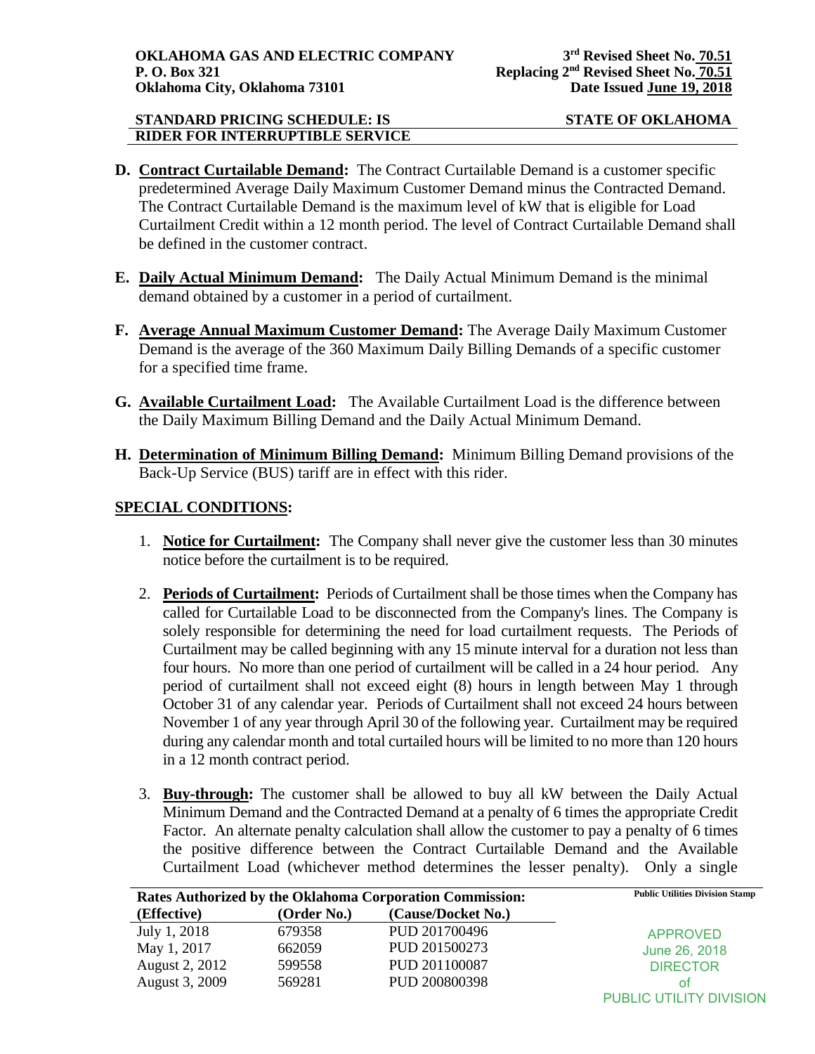**STANDARD PRICING SCHEDULE: IS**
**RIDER FOR INTERRUPTIBLE SERVICE**

**STATE OF OKLAHOMA**

**D. Contract Curtailable Demand:** The Contract Curtailable Demand is a customer specific predetermined Average Daily Maximum Customer Demand minus the Contracted Demand. The Contract Curtailable Demand is the maximum level of kW that is eligible for Load Curtailment Credit within a 12 month period. The level of Contract Curtailable Demand shall be defined in the customer contract.

**E. Daily Actual Minimum Demand:** The Daily Actual Minimum Demand is the minimal demand obtained by a customer in a period of curtailment.

**F. Average Annual Maximum Customer Demand:** The Average Daily Maximum Customer Demand is the average of the 360 Maximum Daily Billing Demands of a specific customer for a specified time frame.

**G. Available Curtailment Load:** The Available Curtailment Load is the difference between the Daily Maximum Billing Demand and the Daily Actual Minimum Demand.

**H. Determination of Minimum Billing Demand:** Minimum Billing Demand provisions of the Back-Up Service (BUS) tariff are in effect with this rider.

## SPECIAL CONDITIONS:

1. **Notice for Curtailment:** The Company shall never give the customer less than 30 minutes notice before the curtailment is to be required.

2. **Periods of Curtailment:** Periods of Curtailment shall be those times when the Company has called for Curtailable Load to be disconnected from the Company's lines. The Company is solely responsible for determining the need for load curtailment requests. The Periods of Curtailment may be called beginning with any 15 minute interval for a duration not less than four hours. No more than one period of curtailment will be called in a 24 hour period. Any period of curtailment shall not exceed eight (8) hours in length between May 1 through October 31 of any calendar year. Periods of Curtailment shall not exceed 24 hours between November 1 of any year through April 30 of the following year. Curtailment may be required during any calendar month and total curtailed hours will be limited to no more than 120 hours in a 12 month contract period.

3. **Buy-through:** The customer shall be allowed to buy all kW between the Daily Actual Minimum Demand and the Contracted Demand at a penalty of 6 times the appropriate Credit Factor. An alternate penalty calculation shall allow the customer to pay a penalty of 6 times the positive difference between the Contract Curtailable Demand and the Available Curtailment Load (whichever method determines the lesser penalty). Only a single

**Rates Authorized by the Oklahoma Corporation Commission:**

| (Effective) | (Order No.) | (Cause/Docket No.) |
|---|---|---|
| July 1, 2018 | 679358 | PUD 201700496 |
| May 1, 2017 | 662059 | PUD 201500273 |
| August 2, 2012 | 599558 | PUD 201100087 |
| August 3, 2009 | 569281 | PUD 200800398 |

Public Utilities Division Stamp

APPROVED
June 26, 2018
DIRECTOR
of
PUBLIC UTILITY DIVISION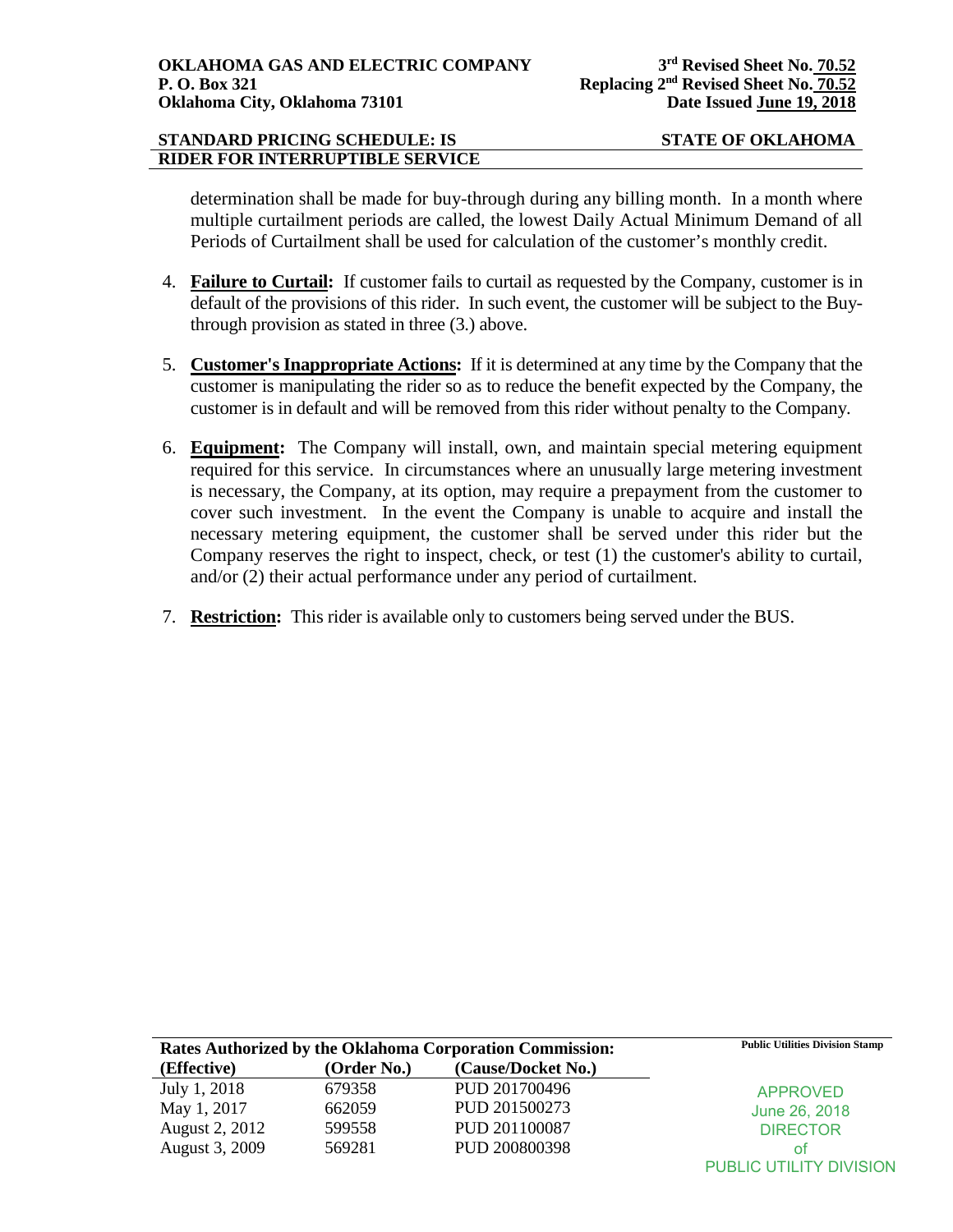determination shall be made for buy-through during any billing month. In a month where multiple curtailment periods are called, the lowest Daily Actual Minimum Demand of all Periods of Curtailment shall be used for calculation of the customer's monthly credit.

4. **Failure to Curtail:** If customer fails to curtail as requested by the Company, customer is in default of the provisions of this rider. In such event, the customer will be subject to the Buy-through provision as stated in three (3.) above.

5. **Customer's Inappropriate Actions:** If it is determined at any time by the Company that the customer is manipulating the rider so as to reduce the benefit expected by the Company, the customer is in default and will be removed from this rider without penalty to the Company.

6. **Equipment:** The Company will install, own, and maintain special metering equipment required for this service. In circumstances where an unusually large metering investment is necessary, the Company, at its option, may require a prepayment from the customer to cover such investment. In the event the Company is unable to acquire and install the necessary metering equipment, the customer shall be served under this rider but the Company reserves the right to inspect, check, or test (1) the customer's ability to curtail, and/or (2) their actual performance under any period of curtailment.

7. **Restriction:** This rider is available only to customers being served under the BUS.

**Rates Authorized by the Oklahoma Corporation Commission:**

| (Effective) | (Order No.) | (Cause/Docket No.) |
|---|---|---|
| July 1, 2018 | 679358 | PUD 201700496 |
| May 1, 2017 | 662059 | PUD 201500273 |
| August 2, 2012 | 599558 | PUD 201100087 |
| August 3, 2009 | 569281 | PUD 200800398 |

**Public Utilities Division Stamp**

APPROVED
June 26, 2018
DIRECTOR
of
PUBLIC UTILITY DIVISION